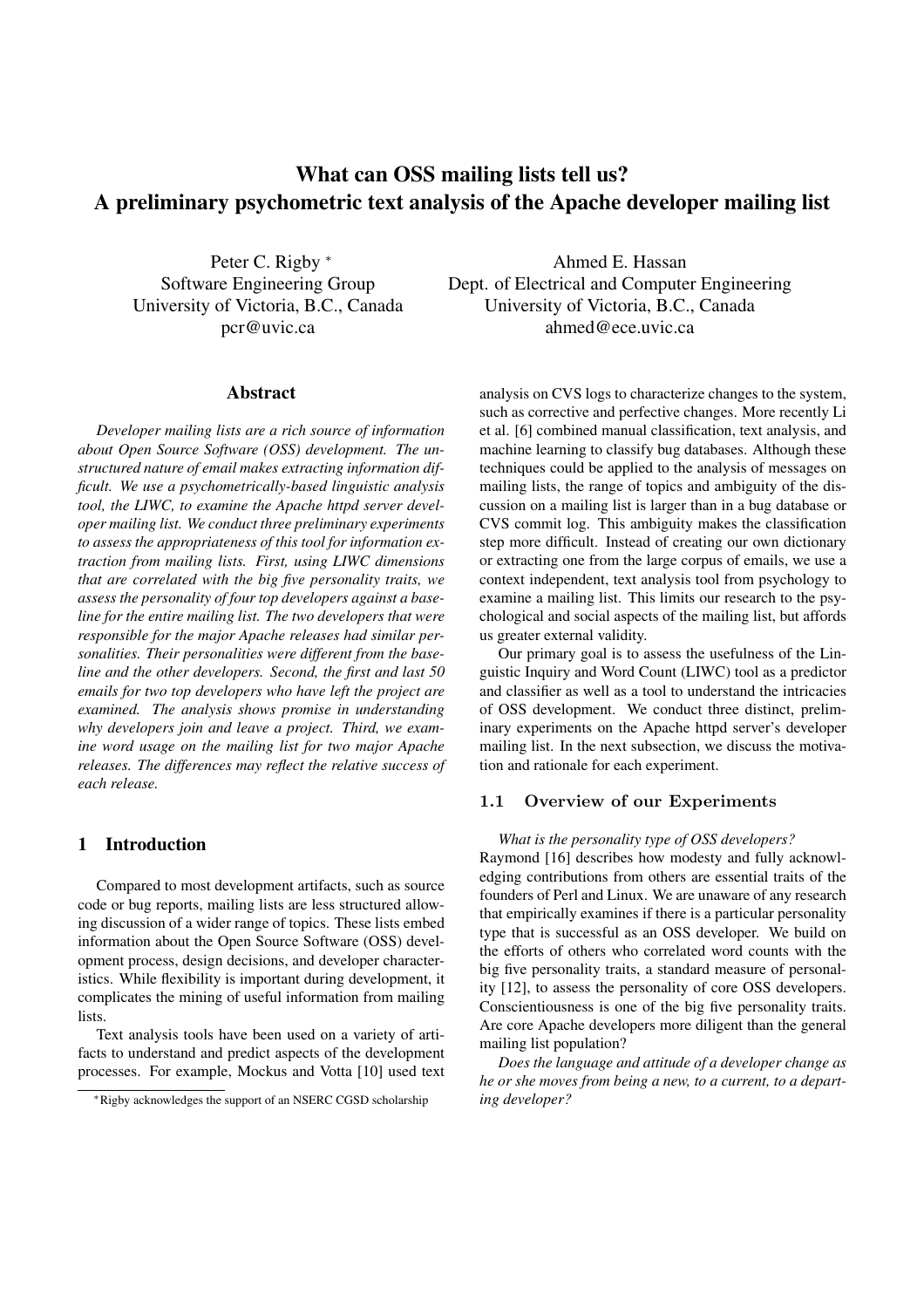# What can OSS mailing lists tell us?
# A preliminary psychometric text analysis of the Apache developer mailing list

Peter C. Rigby *
Software Engineering Group
University of Victoria, B.C., Canada
pcr@uvic.ca

Ahmed E. Hassan
Dept. of Electrical and Computer Engineering
University of Victoria, B.C., Canada
ahmed@ece.uvic.ca

## Abstract

*Developer mailing lists are a rich source of information about Open Source Software (OSS) development. The unstructured nature of email makes extracting information difficult. We use a psychometrically-based linguistic analysis tool, the LIWC, to examine the Apache httpd server developer mailing list. We conduct three preliminary experiments to assess the appropriateness of this tool for information extraction from mailing lists. First, using LIWC dimensions that are correlated with the big five personality traits, we assess the personality of four top developers against a baseline for the entire mailing list. The two developers that were responsible for the major Apache releases had similar personalities. Their personalities were different from the baseline and the other developers. Second, the first and last 50 emails for two top developers who have left the project are examined. The analysis shows promise in understanding why developers join and leave a project. Third, we examine word usage on the mailing list for two major Apache releases. The differences may reflect the relative success of each release.*

## 1 Introduction

Compared to most development artifacts, such as source code or bug reports, mailing lists are less structured allowing discussion of a wider range of topics. These lists embed information about the Open Source Software (OSS) development process, design decisions, and developer characteristics. While flexibility is important during development, it complicates the mining of useful information from mailing lists.

Text analysis tools have been used on a variety of artifacts to understand and predict aspects of the development processes. For example, Mockus and Votta [10] used text analysis on CVS logs to characterize changes to the system, such as corrective and perfective changes. More recently Li et al. [6] combined manual classification, text analysis, and machine learning to classify bug databases. Although these techniques could be applied to the analysis of messages on mailing lists, the range of topics and ambiguity of the discussion on a mailing list is larger than in a bug database or CVS commit log. This ambiguity makes the classification step more difficult. Instead of creating our own dictionary or extracting one from the large corpus of emails, we use a context independent, text analysis tool from psychology to examine a mailing list. This limits our research to the psychological and social aspects of the mailing list, but affords us greater external validity.

Our primary goal is to assess the usefulness of the Linguistic Inquiry and Word Count (LIWC) tool as a predictor and classifier as well as a tool to understand the intricacies of OSS development. We conduct three distinct, preliminary experiments on the Apache httpd server's developer mailing list. In the next subsection, we discuss the motivation and rationale for each experiment.

### 1.1 Overview of our Experiments

*What is the personality type of OSS developers?*
Raymond [16] describes how modesty and fully acknowledging contributions from others are essential traits of the founders of Perl and Linux. We are unaware of any research that empirically examines if there is a particular personality type that is successful as an OSS developer. We build on the efforts of others who correlated word counts with the big five personality traits, a standard measure of personality [12], to assess the personality of core OSS developers. Conscientiousness is one of the big five personality traits. Are core Apache developers more diligent than the general mailing list population?

*Does the language and attitude of a developer change as he or she moves from being a new, to a current, to a departing developer?*

*Rigby acknowledges the support of an NSERC CGSD scholarship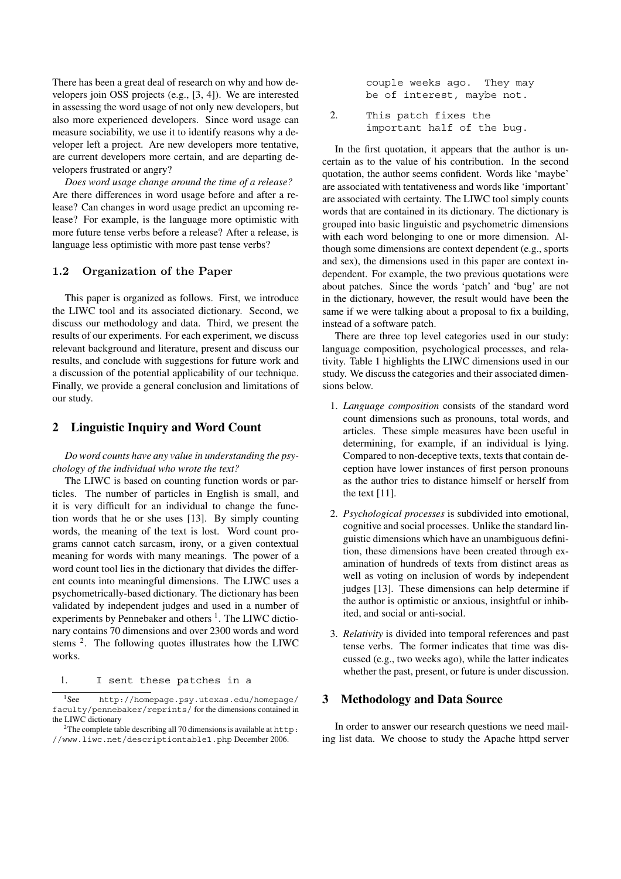There has been a great deal of research on why and how developers join OSS projects (e.g., [3, 4]). We are interested in assessing the word usage of not only new developers, but also more experienced developers. Since word usage can measure sociability, we use it to identify reasons why a developer left a project. Are new developers more tentative, are current developers more certain, and are departing developers frustrated or angry?

*Does word usage change around the time of a release?* Are there differences in word usage before and after a release? Can changes in word usage predict an upcoming release? For example, is the language more optimistic with more future tense verbs before a release? After a release, is language less optimistic with more past tense verbs?

### 1.2 Organization of the Paper

This paper is organized as follows. First, we introduce the LIWC tool and its associated dictionary. Second, we discuss our methodology and data. Third, we present the results of our experiments. For each experiment, we discuss relevant background and literature, present and discuss our results, and conclude with suggestions for future work and a discussion of the potential applicability of our technique. Finally, we provide a general conclusion and limitations of our study.

## 2 Linguistic Inquiry and Word Count

*Do word counts have any value in understanding the psychology of the individual who wrote the text?*

The LIWC is based on counting function words or particles. The number of particles in English is small, and it is very difficult for an individual to change the function words that he or she uses [13]. By simply counting words, the meaning of the text is lost. Word count programs cannot catch sarcasm, irony, or a given contextual meaning for words with many meanings. The power of a word count tool lies in the dictionary that divides the different counts into meaningful dimensions. The LIWC uses a psychometrically-based dictionary. The dictionary has been validated by independent judges and used in a number of experiments by Pennebaker and others [1]. The LIWC dictionary contains 70 dimensions and over 2300 words and word stems [2]. The following quotes illustrates how the LIWC works.

1. `I sent these patches in a couple weeks ago. They may be of interest, maybe not.`

2. `This patch fixes the important half of the bug.`

In the first quotation, it appears that the author is uncertain as to the value of his contribution. In the second quotation, the author seems confident. Words like 'maybe' are associated with tentativeness and words like 'important' are associated with certainty. The LIWC tool simply counts words that are contained in its dictionary. The dictionary is grouped into basic linguistic and psychometric dimensions with each word belonging to one or more dimension. Although some dimensions are context dependent (e.g., sports and sex), the dimensions used in this paper are context independent. For example, the two previous quotations were about patches. Since the words 'patch' and 'bug' are not in the dictionary, however, the result would have been the same if we were talking about a proposal to fix a building, instead of a software patch.

There are three top level categories used in our study: language composition, psychological processes, and relativity. Table 1 highlights the LIWC dimensions used in our study. We discuss the categories and their associated dimensions below.

1. *Language composition* consists of the standard word count dimensions such as pronouns, total words, and articles. These simple measures have been useful in determining, for example, if an individual is lying. Compared to non-deceptive texts, texts that contain deception have lower instances of first person pronouns as the author tries to distance himself or herself from the text [11].

2. *Psychological processes* is subdivided into emotional, cognitive and social processes. Unlike the standard linguistic dimensions which have an unambiguous definition, these dimensions have been created through examination of hundreds of texts from distinct areas as well as voting on inclusion of words by independent judges [13]. These dimensions can help determine if the author is optimistic or anxious, insightful or inhibited, and social or anti-social.

3. *Relativity* is divided into temporal references and past tense verbs. The former indicates that time was discussed (e.g., two weeks ago), while the latter indicates whether the past, present, or future is under discussion.

## 3 Methodology and Data Source

In order to answer our research questions we need mailing list data. We choose to study the Apache httpd server

[1] See http://homepage.psy.utexas.edu/homepage/faculty/pennebaker/reprints/ for the dimensions contained in the LIWC dictionary

[2] The complete table describing all 70 dimensions is available at http://www.liwc.net/descriptiontable1.php December 2006.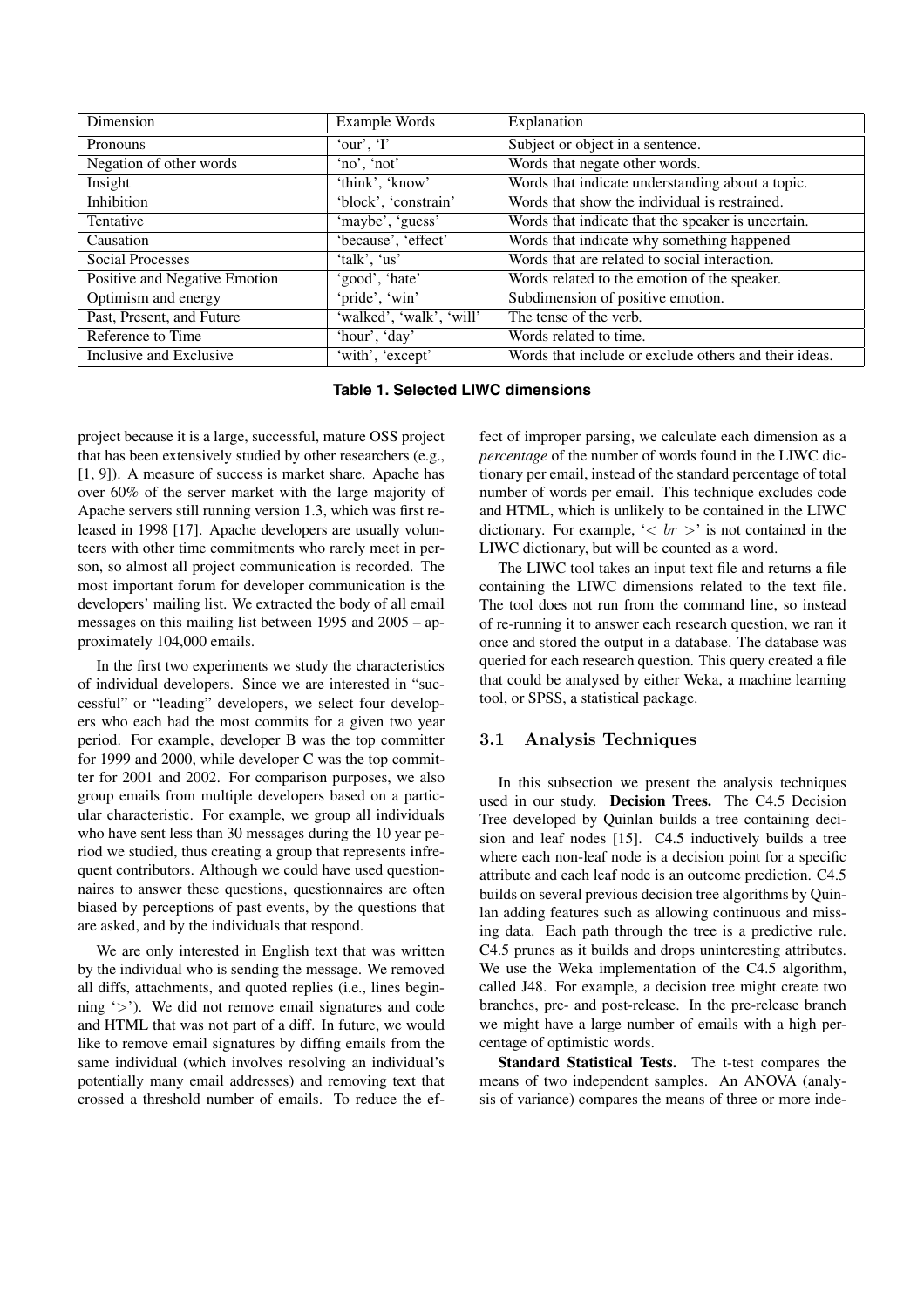| Dimension | Example Words | Explanation |
|---|---|---|
| Pronouns | 'our', 'I' | Subject or object in a sentence. |
| Negation of other words | 'no', 'not' | Words that negate other words. |
| Insight | 'think', 'know' | Words that indicate understanding about a topic. |
| Inhibition | 'block', 'constrain' | Words that show the individual is restrained. |
| Tentative | 'maybe', 'guess' | Words that indicate that the speaker is uncertain. |
| Causation | 'because', 'effect' | Words that indicate why something happened |
| Social Processes | 'talk', 'us' | Words that are related to social interaction. |
| Positive and Negative Emotion | 'good', 'hate' | Words related to the emotion of the speaker. |
| Optimism and energy | 'pride', 'win' | Subdimension of positive emotion. |
| Past, Present, and Future | 'walked', 'walk', 'will' | The tense of the verb. |
| Reference to Time | 'hour', 'day' | Words related to time. |
| Inclusive and Exclusive | 'with', 'except' | Words that include or exclude others and their ideas. |

**Table 1. Selected LIWC dimensions**

project because it is a large, successful, mature OSS project that has been extensively studied by other researchers (e.g., [1, 9]). A measure of success is market share. Apache has over 60% of the server market with the large majority of Apache servers still running version 1.3, which was first released in 1998 [17]. Apache developers are usually volunteers with other time commitments who rarely meet in person, so almost all project communication is recorded. The most important forum for developer communication is the developers' mailing list. We extracted the body of all email messages on this mailing list between 1995 and 2005 – approximately 104,000 emails.

In the first two experiments we study the characteristics of individual developers. Since we are interested in "successful" or "leading" developers, we select four developers who each had the most commits for a given two year period. For example, developer B was the top committer for 1999 and 2000, while developer C was the top committer for 2001 and 2002. For comparison purposes, we also group emails from multiple developers based on a particular characteristic. For example, we group all individuals who have sent less than 30 messages during the 10 year period we studied, thus creating a group that represents infrequent contributors. Although we could have used questionnaires to answer these questions, questionnaires are often biased by perceptions of past events, by the questions that are asked, and by the individuals that respond.

We are only interested in English text that was written by the individual who is sending the message. We removed all diffs, attachments, and quoted replies (i.e., lines beginning '>'). We did not remove email signatures and code and HTML that was not part of a diff. In future, we would like to remove email signatures by diffing emails from the same individual (which involves resolving an individual's potentially many email addresses) and removing text that crossed a threshold number of emails. To reduce the effect of improper parsing, we calculate each dimension as a *percentage* of the number of words found in the LIWC dictionary per email, instead of the standard percentage of total number of words per email. This technique excludes code and HTML, which is unlikely to be contained in the LIWC dictionary. For example, '$< br >$' is not contained in the LIWC dictionary, but will be counted as a word.

The LIWC tool takes an input text file and returns a file containing the LIWC dimensions related to the text file. The tool does not run from the command line, so instead of re-running it to answer each research question, we ran it once and stored the output in a database. The database was queried for each research question. This query created a file that could be analysed by either Weka, a machine learning tool, or SPSS, a statistical package.

### 3.1 Analysis Techniques

In this subsection we present the analysis techniques used in our study. **Decision Trees.** The C4.5 Decision Tree developed by Quinlan builds a tree containing decision and leaf nodes [15]. C4.5 inductively builds a tree where each non-leaf node is a decision point for a specific attribute and each leaf node is an outcome prediction. C4.5 builds on several previous decision tree algorithms by Quinlan adding features such as allowing continuous and missing data. Each path through the tree is a predictive rule. C4.5 prunes as it builds and drops uninteresting attributes. We use the Weka implementation of the C4.5 algorithm, called J48. For example, a decision tree might create two branches, pre- and post-release. In the pre-release branch we might have a large number of emails with a high percentage of optimistic words.

**Standard Statistical Tests.** The t-test compares the means of two independent samples. An ANOVA (analysis of variance) compares the means of three or more inde-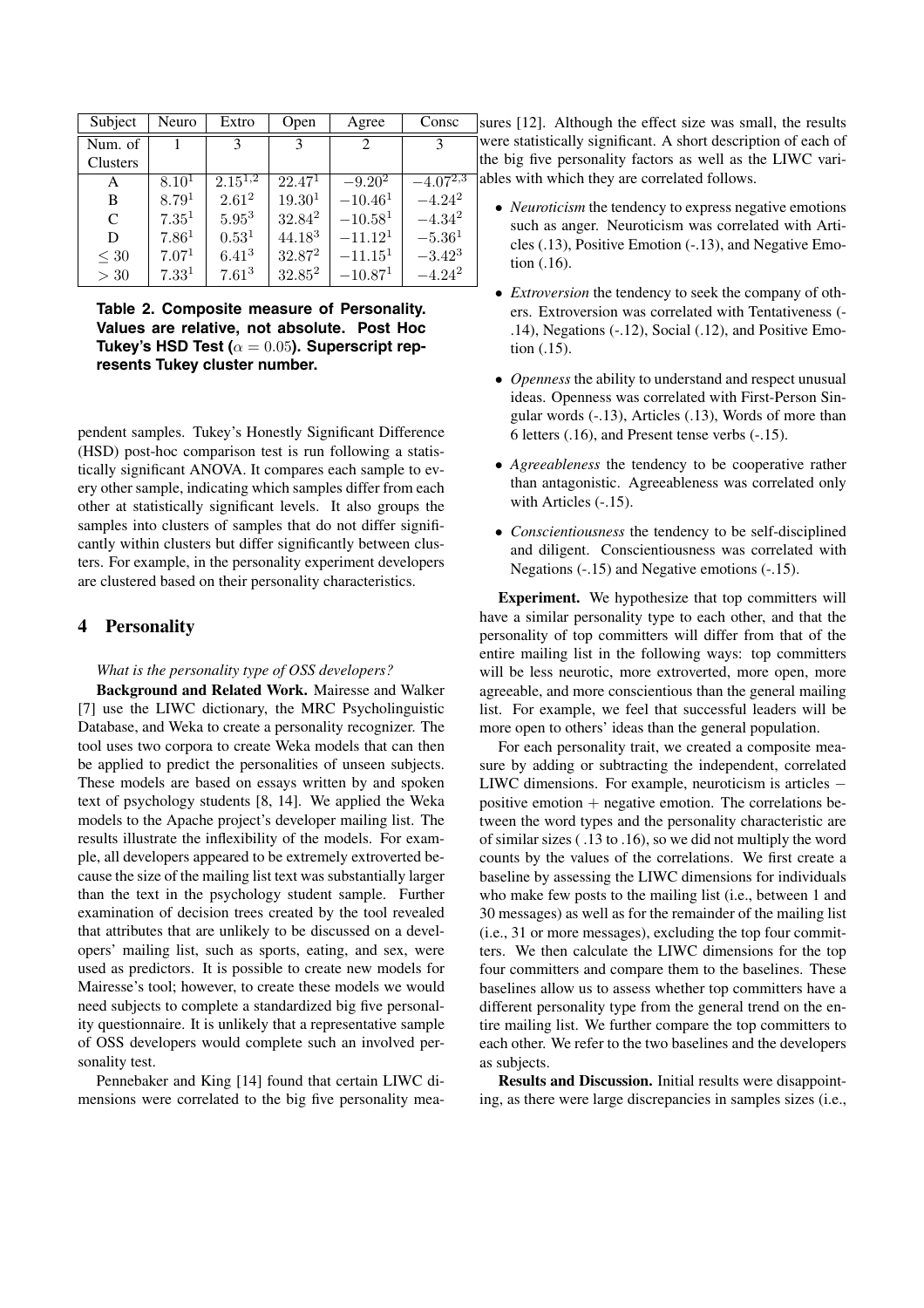| Subject | Neuro | Extro | Open | Agree | Consc |
|---|---|---|---|---|---|
| Num. of Clusters | 1 | 3 | 3 | 2 | 3 |
| A | $8.10^1$ | $2.15^{1,2}$ | $22.47^1$ | $-9.20^2$ | $-4.07^{2,3}$ |
| B | $8.79^1$ | $2.61^2$ | $19.30^1$ | $-10.46^1$ | $-4.24^2$ |
| C | $7.35^1$ | $5.95^3$ | $32.84^2$ | $-10.58^1$ | $-4.34^2$ |
| D | $7.86^1$ | $0.53^1$ | $44.18^3$ | $-11.12^1$ | $-5.36^1$ |
| $\leq 30$ | $7.07^1$ | $6.41^3$ | $32.87^2$ | $-11.15^1$ | $-3.42^3$ |
| $> 30$ | $7.33^1$ | $7.61^3$ | $32.85^2$ | $-10.87^1$ | $-4.24^2$ |

**Table 2. Composite measure of Personality. Values are relative, not absolute. Post Hoc Tukey's HSD Test ($\alpha = 0.05$). Superscript represents Tukey cluster number.**

pendent samples. Tukey's Honestly Significant Difference (HSD) post-hoc comparison test is run following a statistically significant ANOVA. It compares each sample to every other sample, indicating which samples differ from each other at statistically significant levels. It also groups the samples into clusters of samples that do not differ significantly within clusters but differ significantly between clusters. For example, in the personality experiment developers are clustered based on their personality characteristics.

## 4 Personality

*What is the personality type of OSS developers?*

**Background and Related Work.** Mairesse and Walker [7] use the LIWC dictionary, the MRC Psycholinguistic Database, and Weka to create a personality recognizer. The tool uses two corpora to create Weka models that can then be applied to predict the personalities of unseen subjects. These models are based on essays written by and spoken text of psychology students [8, 14]. We applied the Weka models to the Apache project's developer mailing list. The results illustrate the inflexibility of the models. For example, all developers appeared to be extremely extroverted because the size of the mailing list text was substantially larger than the text in the psychology student sample. Further examination of decision trees created by the tool revealed that attributes that are unlikely to be discussed on a developers' mailing list, such as sports, eating, and sex, were used as predictors. It is possible to create new models for Mairesse's tool; however, to create these models we would need subjects to complete a standardized big five personality questionnaire. It is unlikely that a representative sample of OSS developers would complete such an involved personality test.

Pennebaker and King [14] found that certain LIWC dimensions were correlated to the big five personality measures [12]. Although the effect size was small, the results were statistically significant. A short description of each of the big five personality factors as well as the LIWC variables with which they are correlated follows.

- *Neuroticism* the tendency to express negative emotions such as anger. Neuroticism was correlated with Articles (.13), Positive Emotion (-.13), and Negative Emotion (.16).
- *Extroversion* the tendency to seek the company of others. Extroversion was correlated with Tentativeness (-.14), Negations (-.12), Social (.12), and Positive Emotion (.15).
- *Openness* the ability to understand and respect unusual ideas. Openness was correlated with First-Person Singular words (-.13), Articles (.13), Words of more than 6 letters (.16), and Present tense verbs (-.15).
- *Agreeableness* the tendency to be cooperative rather than antagonistic. Agreeableness was correlated only with Articles (-.15).
- *Conscientiousness* the tendency to be self-disciplined and diligent. Conscientiousness was correlated with Negations (-.15) and Negative emotions (-.15).

**Experiment.** We hypothesize that top committers will have a similar personality type to each other, and that the personality of top committers will differ from that of the entire mailing list in the following ways: top committers will be less neurotic, more extroverted, more open, more agreeable, and more conscientious than the general mailing list. For example, we feel that successful leaders will be more open to others' ideas than the general population.

For each personality trait, we created a composite measure by adding or subtracting the independent, correlated LIWC dimensions. For example, neuroticism is articles $-$ positive emotion $+$ negative emotion. The correlations between the word types and the personality characteristic are of similar sizes ( .13 to .16), so we did not multiply the word counts by the values of the correlations. We first create a baseline by assessing the LIWC dimensions for individuals who make few posts to the mailing list (i.e., between 1 and 30 messages) as well as for the remainder of the mailing list (i.e., 31 or more messages), excluding the top four committers. We then calculate the LIWC dimensions for the top four committers and compare them to the baselines. These baselines allow us to assess whether top committers have a different personality type from the general trend on the entire mailing list. We further compare the top committers to each other. We refer to the two baselines and the developers as subjects.

**Results and Discussion.** Initial results were disappointing, as there were large discrepancies in samples sizes (i.e.,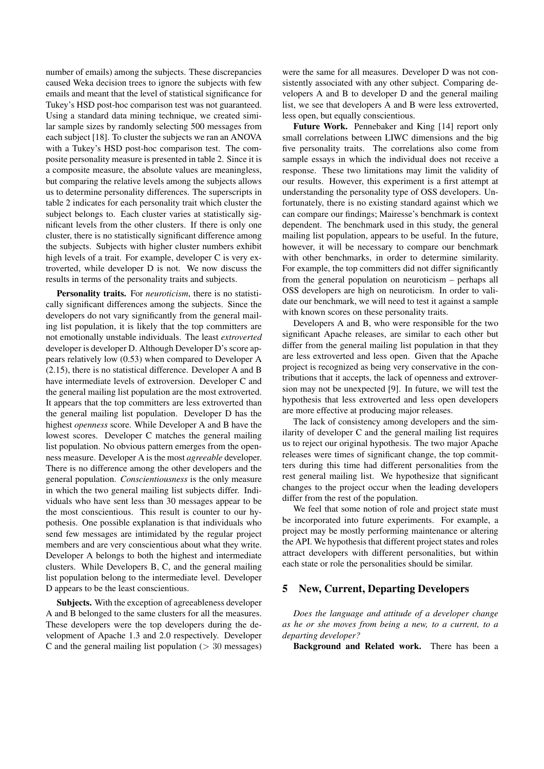number of emails) among the subjects. These discrepancies caused Weka decision trees to ignore the subjects with few emails and meant that the level of statistical significance for Tukey's HSD post-hoc comparison test was not guaranteed. Using a standard data mining technique, we created similar sample sizes by randomly selecting 500 messages from each subject [18]. To cluster the subjects we ran an ANOVA with a Tukey's HSD post-hoc comparison test. The composite personality measure is presented in table 2. Since it is a composite measure, the absolute values are meaningless, but comparing the relative levels among the subjects allows us to determine personality differences. The superscripts in table 2 indicates for each personality trait which cluster the subject belongs to. Each cluster varies at statistically significant levels from the other clusters. If there is only one cluster, there is no statistically significant difference among the subjects. Subjects with higher cluster numbers exhibit high levels of a trait. For example, developer C is very extroverted, while developer D is not. We now discuss the results in terms of the personality traits and subjects.

**Personality traits.** For *neuroticism*, there is no statistically significant differences among the subjects. Since the developers do not vary significantly from the general mailing list population, it is likely that the top committers are not emotionally unstable individuals. The least *extroverted* developer is developer D. Although Developer D's score appears relatively low (0.53) when compared to Developer A (2.15), there is no statistical difference. Developer A and B have intermediate levels of extroversion. Developer C and the general mailing list population are the most extroverted. It appears that the top committers are less extroverted than the general mailing list population. Developer D has the highest *openness* score. While Developer A and B have the lowest scores. Developer C matches the general mailing list population. No obvious pattern emerges from the openness measure. Developer A is the most *agreeable* developer. There is no difference among the other developers and the general population. *Conscientiousness* is the only measure in which the two general mailing list subjects differ. Individuals who have sent less than 30 messages appear to be the most conscientious. This result is counter to our hypothesis. One possible explanation is that individuals who send few messages are intimidated by the regular project members and are very conscientious about what they write. Developer A belongs to both the highest and intermediate clusters. While Developers B, C, and the general mailing list population belong to the intermediate level. Developer D appears to be the least conscientious.

**Subjects.** With the exception of agreeableness developer A and B belonged to the same clusters for all the measures. These developers were the top developers during the development of Apache 1.3 and 2.0 respectively. Developer C and the general mailing list population ($> 30$ messages) were the same for all measures. Developer D was not consistently associated with any other subject. Comparing developers A and B to developer D and the general mailing list, we see that developers A and B were less extroverted, less open, but equally conscientious.

**Future Work.** Pennebaker and King [14] report only small correlations between LIWC dimensions and the big five personality traits. The correlations also come from sample essays in which the individual does not receive a response. These two limitations may limit the validity of our results. However, this experiment is a first attempt at understanding the personality type of OSS developers. Unfortunately, there is no existing standard against which we can compare our findings; Mairesse's benchmark is context dependent. The benchmark used in this study, the general mailing list population, appears to be useful. In the future, however, it will be necessary to compare our benchmark with other benchmarks, in order to determine similarity. For example, the top committers did not differ significantly from the general population on neuroticism – perhaps all OSS developers are high on neuroticism. In order to validate our benchmark, we will need to test it against a sample with known scores on these personality traits.

Developers A and B, who were responsible for the two significant Apache releases, are similar to each other but differ from the general mailing list population in that they are less extroverted and less open. Given that the Apache project is recognized as being very conservative in the contributions that it accepts, the lack of openness and extroversion may not be unexpected [9]. In future, we will test the hypothesis that less extroverted and less open developers are more effective at producing major releases.

The lack of consistency among developers and the similarity of developer C and the general mailing list requires us to reject our original hypothesis. The two major Apache releases were times of significant change, the top committers during this time had different personalities from the rest general mailing list. We hypothesize that significant changes to the project occur when the leading developers differ from the rest of the population.

We feel that some notion of role and project state must be incorporated into future experiments. For example, a project may be mostly performing maintenance or altering the API. We hypothesis that different project states and roles attract developers with different personalities, but within each state or role the personalities should be similar.

## 5 New, Current, Departing Developers

*Does the language and attitude of a developer change as he or she moves from being a new, to a current, to a departing developer?*

**Background and Related work.** There has been a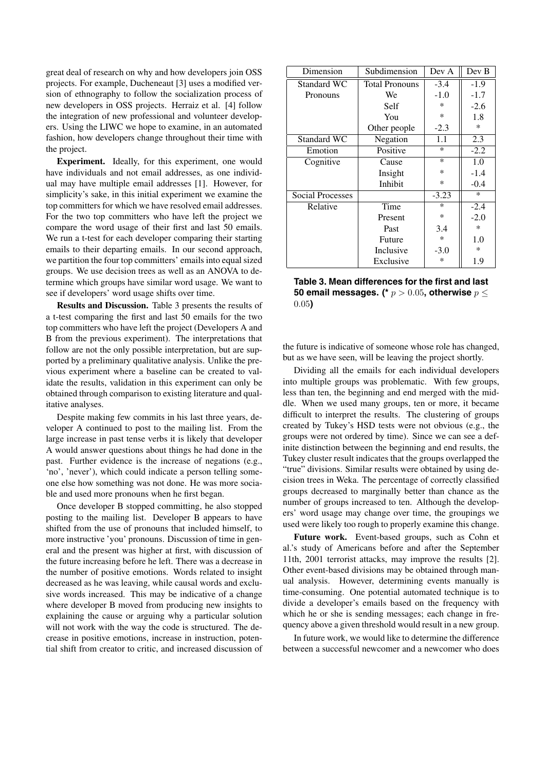great deal of research on why and how developers join OSS projects. For example, Ducheneaut [3] uses a modified version of ethnography to follow the socialization process of new developers in OSS projects. Herraiz et al. [4] follow the integration of new professional and volunteer developers. Using the LIWC we hope to examine, in an automated fashion, how developers change throughout their time with the project.

**Experiment.** Ideally, for this experiment, one would have individuals and not email addresses, as one individual may have multiple email addresses [1]. However, for simplicity's sake, in this initial experiment we examine the top committers for which we have resolved email addresses. For the two top committers who have left the project we compare the word usage of their first and last 50 emails. We run a t-test for each developer comparing their starting emails to their departing emails. In our second approach, we partition the four top committers' emails into equal sized groups. We use decision trees as well as an ANOVA to determine which groups have similar word usage. We want to see if developers' word usage shifts over time.

**Results and Discussion.** Table 3 presents the results of a t-test comparing the first and last 50 emails for the two top committers who have left the project (Developers A and B from the previous experiment). The interpretations that follow are not the only possible interpretation, but are supported by a preliminary qualitative analysis. Unlike the previous experiment where a baseline can be created to validate the results, validation in this experiment can only be obtained through comparison to existing literature and qualitative analyses.

Despite making few commits in his last three years, developer A continued to post to the mailing list. From the large increase in past tense verbs it is likely that developer A would answer questions about things he had done in the past. Further evidence is the increase of negations (e.g., 'no', 'never'), which could indicate a person telling someone else how something was not done. He was more sociable and used more pronouns when he first began.

Once developer B stopped committing, he also stopped posting to the mailing list. Developer B appears to have shifted from the use of pronouns that included himself, to more instructive 'you' pronouns. Discussion of time in general and the present was higher at first, with discussion of the future increasing before he left. There was a decrease in the number of positive emotions. Words related to insight decreased as he was leaving, while causal words and exclusive words increased. This may be indicative of a change where developer B moved from producing new insights to explaining the cause or arguing why a particular solution will not work with the way the code is structured. The decrease in positive emotions, increase in instruction, potential shift from creator to critic, and increased discussion of the future is indicative of someone whose role has changed, but as we have seen, will be leaving the project shortly.

| Dimension | Subdimension | Dev A | Dev B |
|---|---|---|---|
| Standard WC | Total Pronouns | -3.4 | -1.9 |
| Pronouns | We | -1.0 | -1.7 |
| | Self | * | -2.6 |
| | You | * | 1.8 |
| | Other people | -2.3 | * |
| Standard WC | Negation | 1.1 | 2.3 |
| Emotion | Positive | * | -2.2 |
| Cognitive | Cause | * | 1.0 |
| | Insight | * | -1.4 |
| | Inhibit | * | -0.4 |
| Social Processes | | -3.23 | * |
| Relative | Time | * | -2.4 |
| | Present | * | -2.0 |
| | Past | 3.4 | * |
| | Future | * | 1.0 |
| | Inclusive | -3.0 | * |
| | Exclusive | * | 1.9 |

**Table 3. Mean differences for the first and last 50 email messages. (* $p > 0.05$, otherwise $p \leq 0.05$)**

Dividing all the emails for each individual developers into multiple groups was problematic. With few groups, less than ten, the beginning and end merged with the middle. When we used many groups, ten or more, it became difficult to interpret the results. The clustering of groups created by Tukey's HSD tests were not obvious (e.g., the groups were not ordered by time). Since we can see a definite distinction between the beginning and end results, the Tukey cluster result indicates that the groups overlapped the "true" divisions. Similar results were obtained by using decision trees in Weka. The percentage of correctly classified groups decreased to marginally better than chance as the number of groups increased to ten. Although the developers' word usage may change over time, the groupings we used were likely too rough to properly examine this change.

**Future work.** Event-based groups, such as Cohn et al.'s study of Americans before and after the September 11th, 2001 terrorist attacks, may improve the results [2]. Other event-based divisions may be obtained through manual analysis. However, determining events manually is time-consuming. One potential automated technique is to divide a developer's emails based on the frequency with which he or she is sending messages; each change in frequency above a given threshold would result in a new group.

In future work, we would like to determine the difference between a successful newcomer and a newcomer who does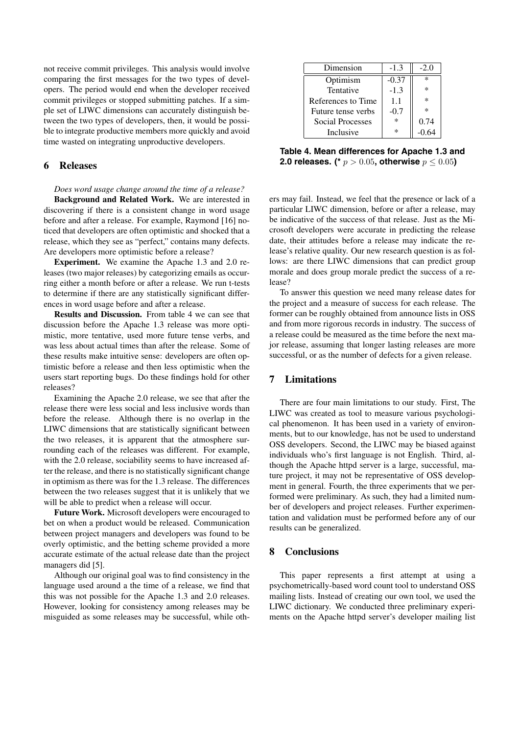not receive commit privileges. This analysis would involve comparing the first messages for the two types of developers. The period would end when the developer received commit privileges or stopped submitting patches. If a simple set of LIWC dimensions can accurately distinguish between the two types of developers, then, it would be possible to integrate productive members more quickly and avoid time wasted on integrating unproductive developers.

## 6 Releases

*Does word usage change around the time of a release?*

**Background and Related Work.** We are interested in discovering if there is a consistent change in word usage before and after a release. For example, Raymond [16] noticed that developers are often optimistic and shocked that a release, which they see as "perfect," contains many defects. Are developers more optimistic before a release?

**Experiment.** We examine the Apache 1.3 and 2.0 releases (two major releases) by categorizing emails as occurring either a month before or after a release. We run t-tests to determine if there are any statistically significant differences in word usage before and after a release.

**Results and Discussion.** From table 4 we can see that discussion before the Apache 1.3 release was more optimistic, more tentative, used more future tense verbs, and was less about actual times than after the release. Some of these results make intuitive sense: developers are often optimistic before a release and then less optimistic when the users start reporting bugs. Do these findings hold for other releases?

Examining the Apache 2.0 release, we see that after the release there were less social and less inclusive words than before the release. Although there is no overlap in the LIWC dimensions that are statistically significant between the two releases, it is apparent that the atmosphere surrounding each of the releases was different. For example, with the 2.0 release, sociability seems to have increased after the release, and there is no statistically significant change in optimism as there was for the 1.3 release. The differences between the two releases suggest that it is unlikely that we will be able to predict when a release will occur.

**Future Work.** Microsoft developers were encouraged to bet on when a product would be released. Communication between project managers and developers was found to be overly optimistic, and the betting scheme provided a more accurate estimate of the actual release date than the project managers did [5].

Although our original goal was to find consistency in the language used around a the time of a release, we find that this was not possible for the Apache 1.3 and 2.0 releases. However, looking for consistency among releases may be misguided as some releases may be successful, while others may fail. Instead, we feel that the presence or lack of a particular LIWC dimension, before or after a release, may be indicative of the success of that release. Just as the Microsoft developers were accurate in predicting the release date, their attitudes before a release may indicate the release's relative quality. Our new research question is as follows: are there LIWC dimensions that can predict group morale and does group morale predict the success of a release?

To answer this question we need many release dates for the project and a measure of success for each release. The former can be roughly obtained from announce lists in OSS and from more rigorous records in industry. The success of a release could be measured as the time before the next major release, assuming that longer lasting releases are more successful, or as the number of defects for a given release.

| Dimension | -1.3 | -2.0 |
|---|---|---|
| Optimism | -0.37 | * |
| Tentative | -1.3 | * |
| References to Time | 1.1 | * |
| Future tense verbs | -0.7 | * |
| Social Processes | * | 0.74 |
| Inclusive | * | -0.64 |

**Table 4. Mean differences for Apache 1.3 and 2.0 releases. (* $p > 0.05$, otherwise $p \leq 0.05$)**

## 7 Limitations

There are four main limitations to our study. First, The LIWC was created as tool to measure various psychological phenomenon. It has been used in a variety of environments, but to our knowledge, has not be used to understand OSS developers. Second, the LIWC may be biased against individuals who's first language is not English. Third, although the Apache httpd server is a large, successful, mature project, it may not be representative of OSS development in general. Fourth, the three experiments that we performed were preliminary. As such, they had a limited number of developers and project releases. Further experimentation and validation must be performed before any of our results can be generalized.

## 8 Conclusions

This paper represents a first attempt at using a psychometrically-based word count tool to understand OSS mailing lists. Instead of creating our own tool, we used the LIWC dictionary. We conducted three preliminary experiments on the Apache httpd server's developer mailing list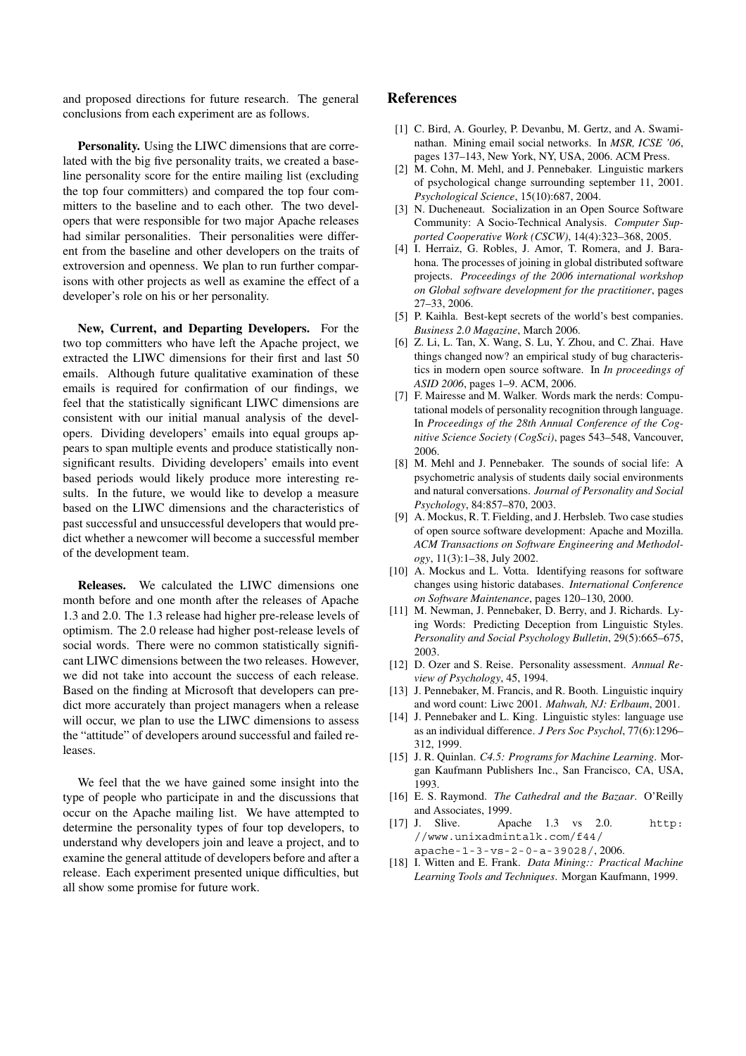and proposed directions for future research. The general conclusions from each experiment are as follows.

**Personality.** Using the LIWC dimensions that are correlated with the big five personality traits, we created a baseline personality score for the entire mailing list (excluding the top four committers) and compared the top four committers to the baseline and to each other. The two developers that were responsible for two major Apache releases had similar personalities. Their personalities were different from the baseline and other developers on the traits of extroversion and openness. We plan to run further comparisons with other projects as well as examine the effect of a developer's role on his or her personality.

**New, Current, and Departing Developers.** For the two top committers who have left the Apache project, we extracted the LIWC dimensions for their first and last 50 emails. Although future qualitative examination of these emails is required for confirmation of our findings, we feel that the statistically significant LIWC dimensions are consistent with our initial manual analysis of the developers. Dividing developers' emails into equal groups appears to span multiple events and produce statistically non-significant results. Dividing developers' emails into event based periods would likely produce more interesting results. In the future, we would like to develop a measure based on the LIWC dimensions and the characteristics of past successful and unsuccessful developers that would predict whether a newcomer will become a successful member of the development team.

**Releases.** We calculated the LIWC dimensions one month before and one month after the releases of Apache 1.3 and 2.0. The 1.3 release had higher pre-release levels of optimism. The 2.0 release had higher post-release levels of social words. There were no common statistically significant LIWC dimensions between the two releases. However, we did not take into account the success of each release. Based on the finding at Microsoft that developers can predict more accurately than project managers when a release will occur, we plan to use the LIWC dimensions to assess the "attitude" of developers around successful and failed releases.

We feel that the we have gained some insight into the type of people who participate in and the discussions that occur on the Apache mailing list. We have attempted to determine the personality types of four top developers, to understand why developers join and leave a project, and to examine the general attitude of developers before and after a release. Each experiment presented unique difficulties, but all show some promise for future work.

## References

[1] C. Bird, A. Gourley, P. Devanbu, M. Gertz, and A. Swaminathan. Mining email social networks. In *MSR, ICSE '06*, pages 137–143, New York, NY, USA, 2006. ACM Press.

[2] M. Cohn, M. Mehl, and J. Pennebaker. Linguistic markers of psychological change surrounding september 11, 2001. *Psychological Science*, 15(10):687, 2004.

[3] N. Ducheneaut. Socialization in an Open Source Software Community: A Socio-Technical Analysis. *Computer Supported Cooperative Work (CSCW)*, 14(4):323–368, 2005.

[4] I. Herraiz, G. Robles, J. Amor, T. Romera, and J. Barahona. The processes of joining in global distributed software projects. *Proceedings of the 2006 international workshop on Global software development for the practitioner*, pages 27–33, 2006.

[5] P. Kaihla. Best-kept secrets of the world's best companies. *Business 2.0 Magazine*, March 2006.

[6] Z. Li, L. Tan, X. Wang, S. Lu, Y. Zhou, and C. Zhai. Have things changed now? an empirical study of bug characteristics in modern open source software. In *In proceedings of ASID 2006*, pages 1–9. ACM, 2006.

[7] F. Mairesse and M. Walker. Words mark the nerds: Computational models of personality recognition through language. In *Proceedings of the 28th Annual Conference of the Cognitive Science Society (CogSci)*, pages 543–548, Vancouver, 2006.

[8] M. Mehl and J. Pennebaker. The sounds of social life: A psychometric analysis of students daily social environments and natural conversations. *Journal of Personality and Social Psychology*, 84:857–870, 2003.

[9] A. Mockus, R. T. Fielding, and J. Herbsleb. Two case studies of open source software development: Apache and Mozilla. *ACM Transactions on Software Engineering and Methodology*, 11(3):1–38, July 2002.

[10] A. Mockus and L. Votta. Identifying reasons for software changes using historic databases. *International Conference on Software Maintenance*, pages 120–130, 2000.

[11] M. Newman, J. Pennebaker, D. Berry, and J. Richards. Lying Words: Predicting Deception from Linguistic Styles. *Personality and Social Psychology Bulletin*, 29(5):665–675, 2003.

[12] D. Ozer and S. Reise. Personality assessment. *Annual Review of Psychology*, 45, 1994.

[13] J. Pennebaker, M. Francis, and R. Booth. Linguistic inquiry and word count: Liwc 2001. *Mahwah, NJ: Erlbaum*, 2001.

[14] J. Pennebaker and L. King. Linguistic styles: language use as an individual difference. *J Pers Soc Psychol*, 77(6):1296–312, 1999.

[15] J. R. Quinlan. *C4.5: Programs for Machine Learning*. Morgan Kaufmann Publishers Inc., San Francisco, CA, USA, 1993.

[16] E. S. Raymond. *The Cathedral and the Bazaar*. O'Reilly and Associates, 1999.

[17] J. Slive. Apache 1.3 vs 2.0. http://www.unixadmintalk.com/f44/apache-1-3-vs-2-0-a-39028/, 2006.

[18] I. Witten and E. Frank. *Data Mining:: Practical Machine Learning Tools and Techniques*. Morgan Kaufmann, 1999.